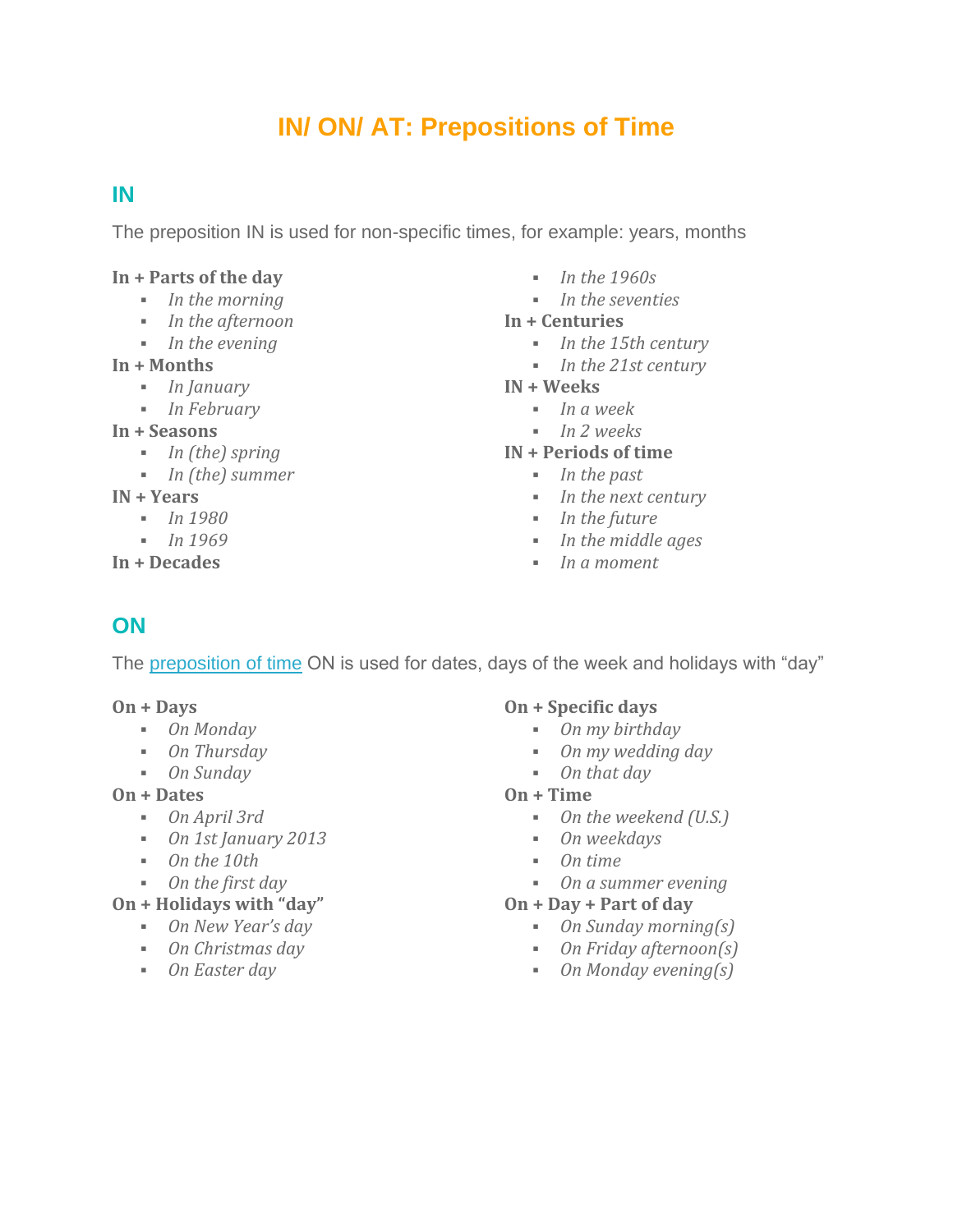# IN/ ON/ AT: Prepositions of Time

## IN

The preposition IN is used for non-specific times, for example: years, months

**In + Parts of the day**
- *In the morning*
- *In the afternoon*
- *In the evening*

**In + Months**
- *In January*
- *In February*

**In + Seasons**
- *In (the) spring*
- *In (the) summer*

**IN + Years**
- *In 1980*
- *In 1969*

**In + Decades**
- *In the 1960s*
- *In the seventies*

**In + Centuries**
- *In the 15th century*
- *In the 21st century*

**IN + Weeks**
- *In a week*
- *In 2 weeks*

**IN + Periods of time**
- *In the past*
- *In the next century*
- *In the future*
- *In the middle ages*
- *In a moment*

## ON

The preposition of time ON is used for dates, days of the week and holidays with "day"

**On + Days**
- *On Monday*
- *On Thursday*
- *On Sunday*

**On + Dates**
- *On April 3rd*
- *On 1st January 2013*
- *On the 10th*
- *On the first day*

**On + Holidays with "day"**
- *On New Year's day*
- *On Christmas day*
- *On Easter day*

**On + Specific days**
- *On my birthday*
- *On my wedding day*
- *On that day*

**On + Time**
- *On the weekend (U.S.)*
- *On weekdays*
- *On time*
- *On a summer evening*

**On + Day + Part of day**
- *On Sunday morning(s)*
- *On Friday afternoon(s)*
- *On Monday evening(s)*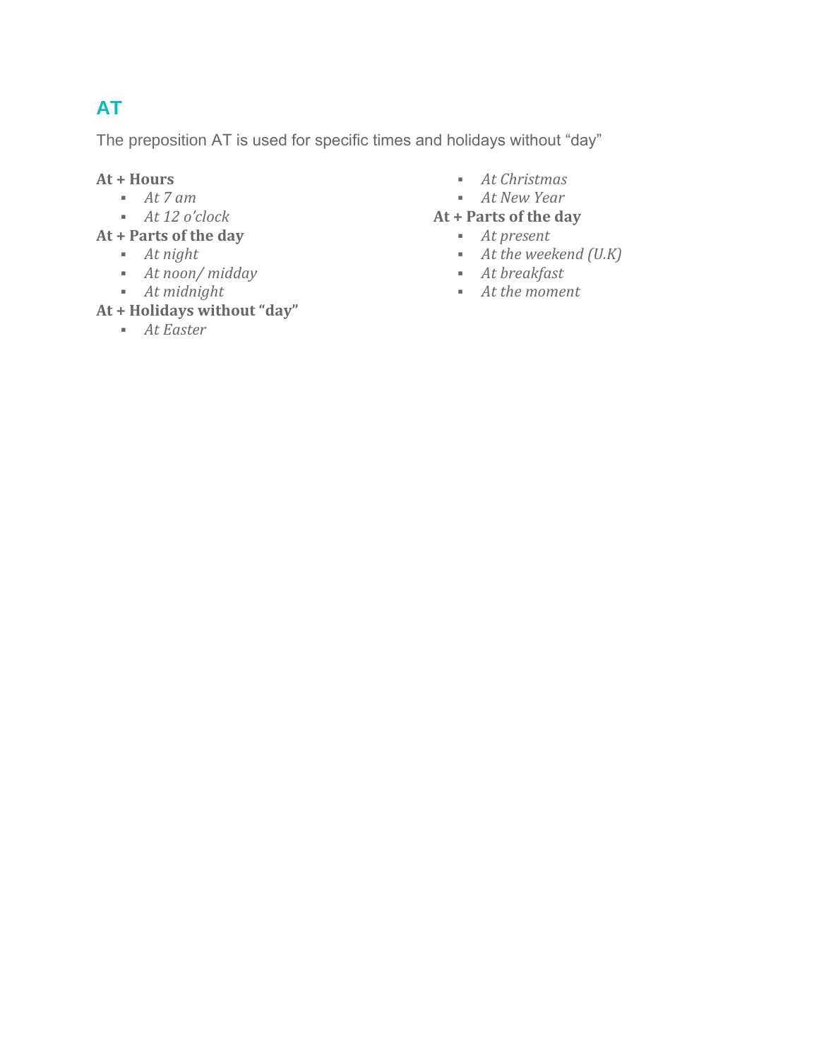## AT

The preposition AT is used for specific times and holidays without "day"

**At + Hours**

- *At 7 am*
- *At 12 o'clock*

**At + Parts of the day**

- *At night*
- *At noon/ midday*
- *At midnight*

**At + Holidays without "day"**

- *At Easter*
- *At Christmas*
- *At New Year*

**At + Parts of the day**

- *At present*
- *At the weekend (U.K)*
- *At breakfast*
- *At the moment*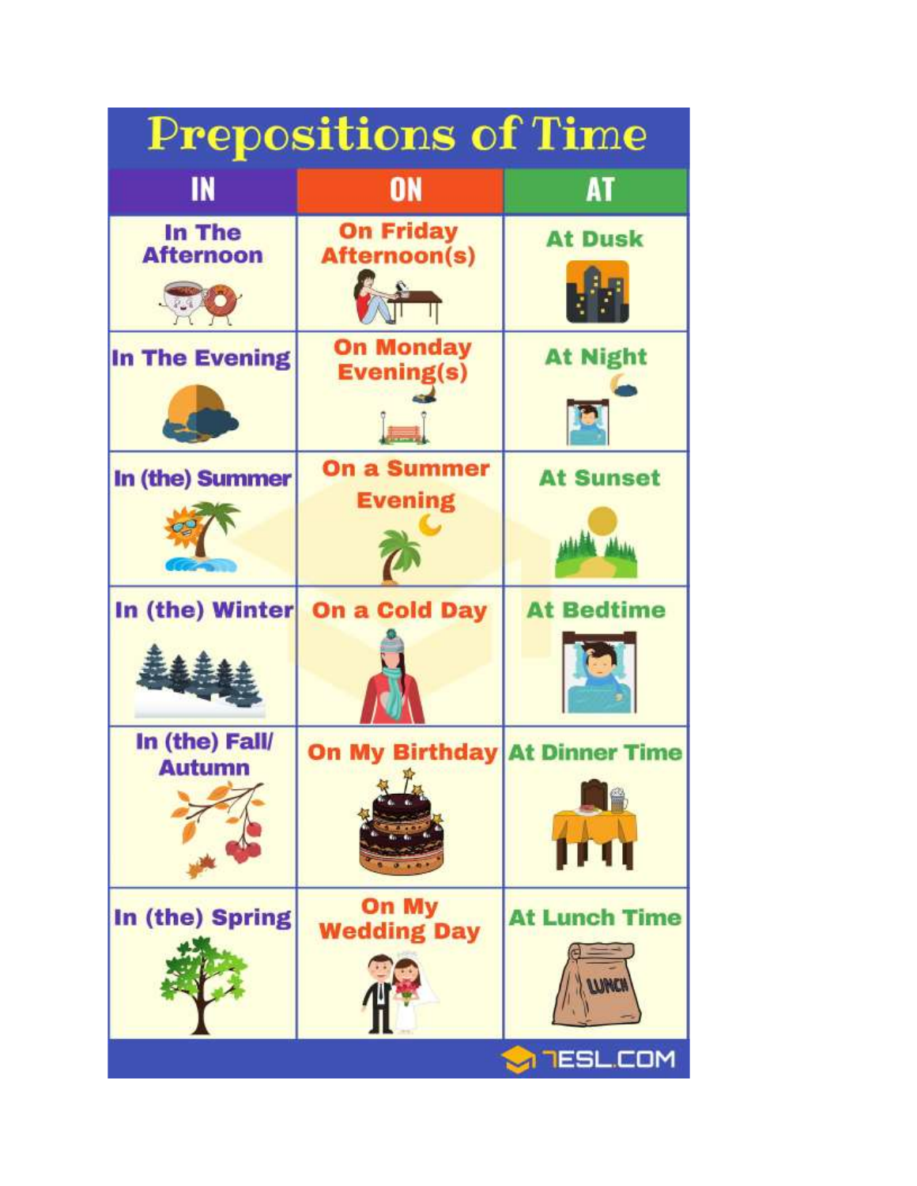# Prepositions of Time

| IN | ON | AT |
|---|---|---|
| In The Afternoon | On Friday Afternoon(s) | At Dusk |
| In The Evening | On Monday Evening(s) | At Night |
| In (the) Summer | On a Summer Evening | At Sunset |
| In (the) Winter | On a Cold Day | At Bedtime |
| In (the) Fall/ Autumn | On My Birthday | At Dinner Time |
| In (the) Spring | On My Wedding Day | At Lunch Time |

7ESL.COM